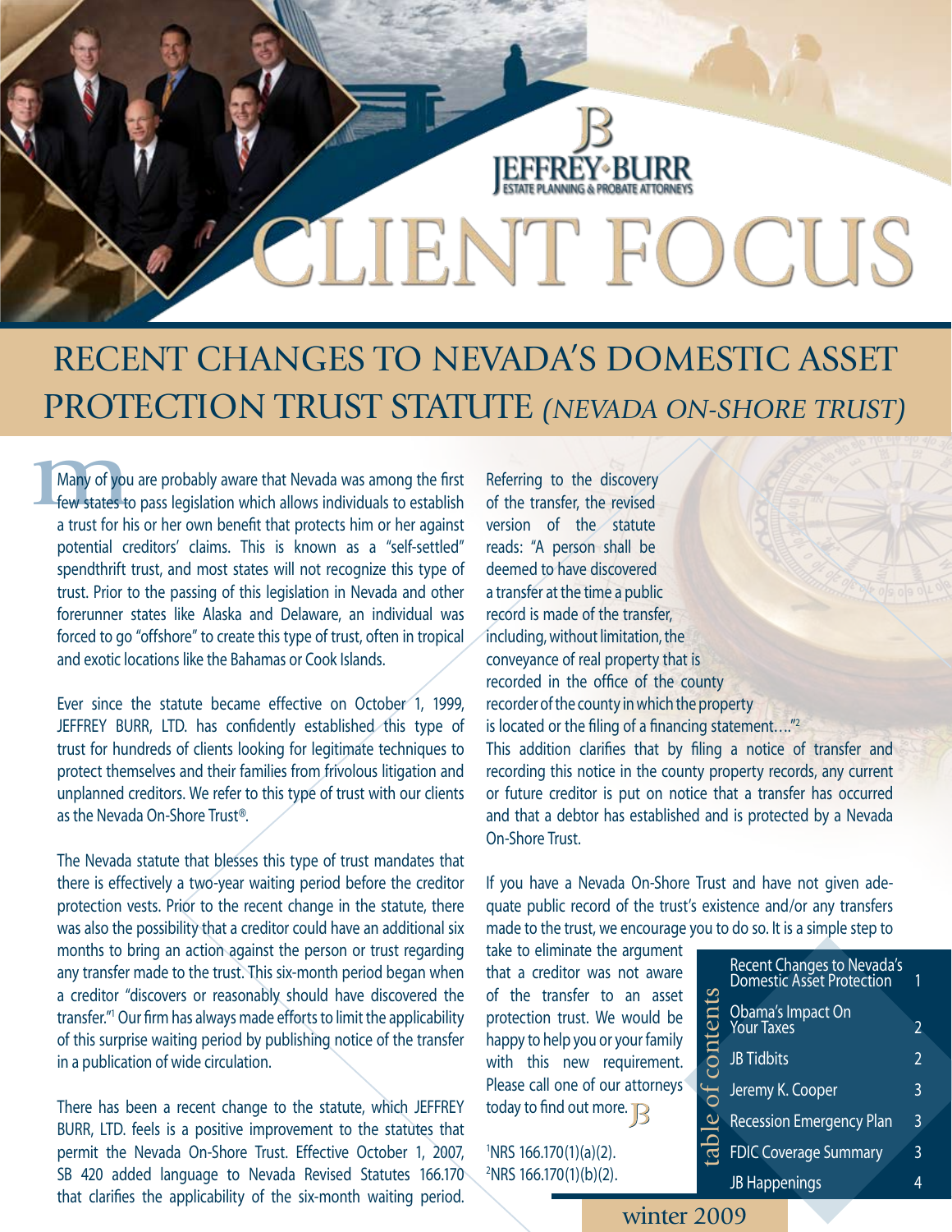JEFFREY·BURR
ESTATE PLANNING & PROBATE ATTORNEYS

# CLIENT FOCUS

## RECENT CHANGES TO NEVADA'S DOMESTIC ASSET PROTECTION TRUST STATUTE *(NEVADA ON-SHORE TRUST)*

Many of you are probably aware that Nevada was among the first few states to pass legislation which allows individuals to establish a trust for his or her own benefit that protects him or her against potential creditors' claims. This is known as a "self-settled" spendthrift trust, and most states will not recognize this type of trust. Prior to the passing of this legislation in Nevada and other forerunner states like Alaska and Delaware, an individual was forced to go "offshore" to create this type of trust, often in tropical and exotic locations like the Bahamas or Cook Islands.

Ever since the statute became effective on October 1, 1999, JEFFREY BURR, LTD. has confidently established this type of trust for hundreds of clients looking for legitimate techniques to protect themselves and their families from frivolous litigation and unplanned creditors. We refer to this type of trust with our clients as the Nevada On-Shore Trust®.

The Nevada statute that blesses this type of trust mandates that there is effectively a two-year waiting period before the creditor protection vests. Prior to the recent change in the statute, there was also the possibility that a creditor could have an additional six months to bring an action against the person or trust regarding any transfer made to the trust. This six-month period began when a creditor "discovers or reasonably should have discovered the transfer."[1] Our firm has always made efforts to limit the applicability of this surprise waiting period by publishing notice of the transfer in a publication of wide circulation.

There has been a recent change to the statute, which JEFFREY BURR, LTD. feels is a positive improvement to the statutes that permit the Nevada On-Shore Trust. Effective October 1, 2007, SB 420 added language to Nevada Revised Statutes 166.170 that clarifies the applicability of the six-month waiting period.

Referring to the discovery of the transfer, the revised version of the statute reads: "A person shall be deemed to have discovered a transfer at the time a public record is made of the transfer, including, without limitation, the conveyance of real property that is recorded in the office of the county recorder of the county in which the property is located or the filing of a financing statement…."[2] This addition clarifies that by filing a notice of transfer and recording this notice in the county property records, any current or future creditor is put on notice that a transfer has occurred and that a debtor has established and is protected by a Nevada On-Shore Trust.

If you have a Nevada On-Shore Trust and have not given adequate public record of the trust's existence and/or any transfers made to the trust, we encourage you to do so. It is a simple step to take to eliminate the argument that a creditor was not aware of the transfer to an asset protection trust. We would be happy to help you or your family with this new requirement. Please call one of our attorneys today to find out more.

[1]NRS 166.170(1)(a)(2).
[2]NRS 166.170(1)(b)(2).

**table of contents**

| | |
|---|---|
| Recent Changes to Nevada's Domestic Asset Protection | 1 |
| Obama's Impact On Your Taxes | 2 |
| JB Tidbits | 2 |
| Jeremy K. Cooper | 3 |
| Recession Emergency Plan | 3 |
| FDIC Coverage Summary | 3 |
| JB Happenings | 4 |

winter 2009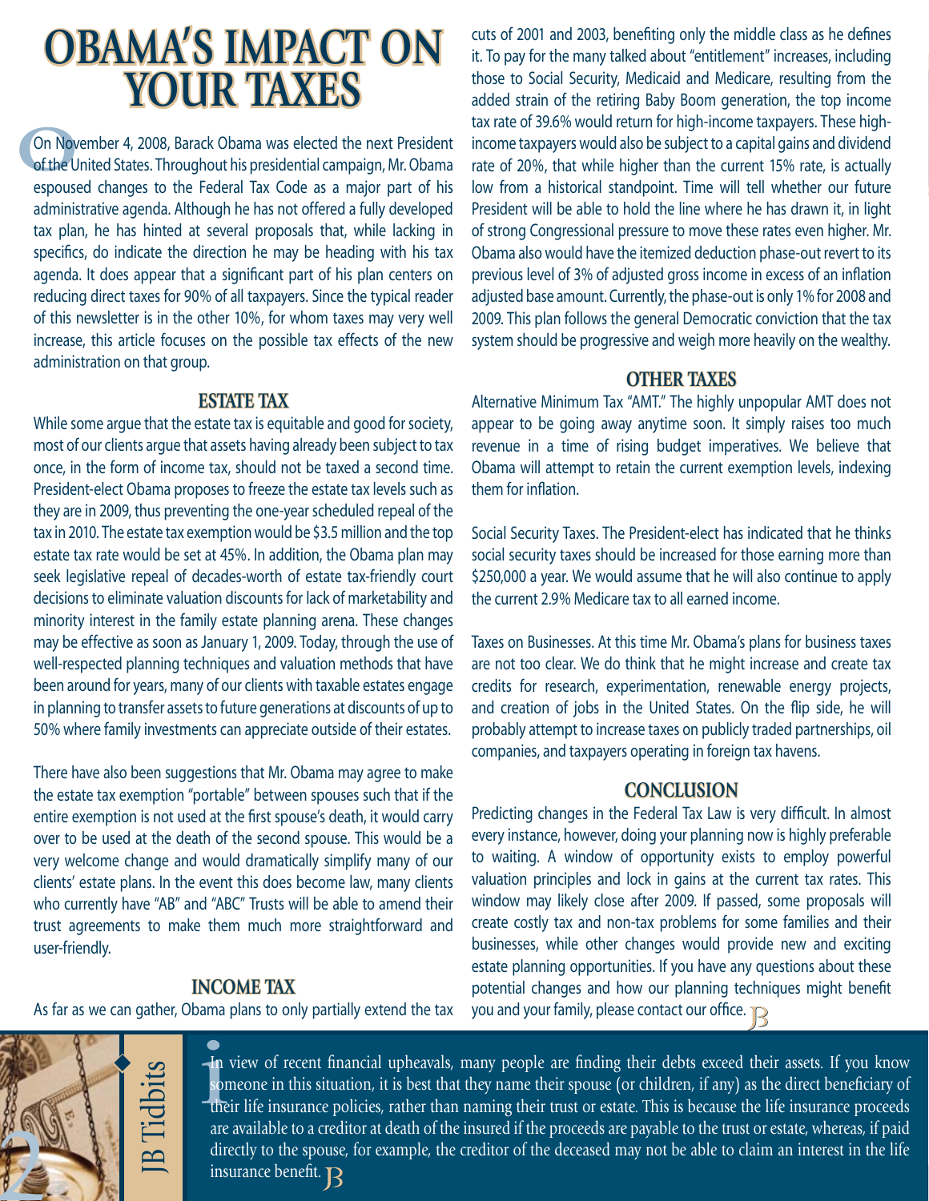# OBAMA'S IMPACT ON YOUR TAXES

On November 4, 2008, Barack Obama was elected the next President of the United States. Throughout his presidential campaign, Mr. Obama espoused changes to the Federal Tax Code as a major part of his administrative agenda. Although he has not offered a fully developed tax plan, he has hinted at several proposals that, while lacking in specifics, do indicate the direction he may be heading with his tax agenda. It does appear that a significant part of his plan centers on reducing direct taxes for 90% of all taxpayers. Since the typical reader of this newsletter is in the other 10%, for whom taxes may very well increase, this article focuses on the possible tax effects of the new administration on that group.

## ESTATE TAX

While some argue that the estate tax is equitable and good for society, most of our clients argue that assets having already been subject to tax once, in the form of income tax, should not be taxed a second time. President-elect Obama proposes to freeze the estate tax levels such as they are in 2009, thus preventing the one-year scheduled repeal of the tax in 2010. The estate tax exemption would be $3.5 million and the top estate tax rate would be set at 45%. In addition, the Obama plan may seek legislative repeal of decades-worth of estate tax-friendly court decisions to eliminate valuation discounts for lack of marketability and minority interest in the family estate planning arena. These changes may be effective as soon as January 1, 2009. Today, through the use of well-respected planning techniques and valuation methods that have been around for years, many of our clients with taxable estates engage in planning to transfer assets to future generations at discounts of up to 50% where family investments can appreciate outside of their estates.

There have also been suggestions that Mr. Obama may agree to make the estate tax exemption "portable" between spouses such that if the entire exemption is not used at the first spouse's death, it would carry over to be used at the death of the second spouse. This would be a very welcome change and would dramatically simplify many of our clients' estate plans. In the event this does become law, many clients who currently have "AB" and "ABC" Trusts will be able to amend their trust agreements to make them much more straightforward and user-friendly.

## INCOME TAX

As far as we can gather, Obama plans to only partially extend the tax cuts of 2001 and 2003, benefiting only the middle class as he defines it. To pay for the many talked about "entitlement" increases, including those to Social Security, Medicaid and Medicare, resulting from the added strain of the retiring Baby Boom generation, the top income tax rate of 39.6% would return for high-income taxpayers. These high-income taxpayers would also be subject to a capital gains and dividend rate of 20%, that while higher than the current 15% rate, is actually low from a historical standpoint. Time will tell whether our future President will be able to hold the line where he has drawn it, in light of strong Congressional pressure to move these rates even higher. Mr. Obama also would have the itemized deduction phase-out revert to its previous level of 3% of adjusted gross income in excess of an inflation adjusted base amount. Currently, the phase-out is only 1% for 2008 and 2009. This plan follows the general Democratic conviction that the tax system should be progressive and weigh more heavily on the wealthy.

## OTHER TAXES

Alternative Minimum Tax "AMT." The highly unpopular AMT does not appear to be going away anytime soon. It simply raises too much revenue in a time of rising budget imperatives. We believe that Obama will attempt to retain the current exemption levels, indexing them for inflation.

Social Security Taxes. The President-elect has indicated that he thinks social security taxes should be increased for those earning more than $250,000 a year. We would assume that he will also continue to apply the current 2.9% Medicare tax to all earned income.

Taxes on Businesses. At this time Mr. Obama's plans for business taxes are not too clear. We do think that he might increase and create tax credits for research, experimentation, renewable energy projects, and creation of jobs in the United States. On the flip side, he will probably attempt to increase taxes on publicly traded partnerships, oil companies, and taxpayers operating in foreign tax havens.

## CONCLUSION

Predicting changes in the Federal Tax Law is very difficult. In almost every instance, however, doing your planning now is highly preferable to waiting. A window of opportunity exists to employ powerful valuation principles and lock in gains at the current tax rates. This window may likely close after 2009. If passed, some proposals will create costly tax and non-tax problems for some families and their businesses, while other changes would provide new and exciting estate planning opportunities. If you have any questions about these potential changes and how our planning techniques might benefit you and your family, please contact our office.

## JB Tidbits

In view of recent financial upheavals, many people are finding their debts exceed their assets. If you know someone in this situation, it is best that they name their spouse (or children, if any) as the direct beneficiary of their life insurance policies, rather than naming their trust or estate. This is because the life insurance proceeds are available to a creditor at death of the insured if the proceeds are payable to the trust or estate, whereas, if paid directly to the spouse, for example, the creditor of the deceased may not be able to claim an interest in the life insurance benefit.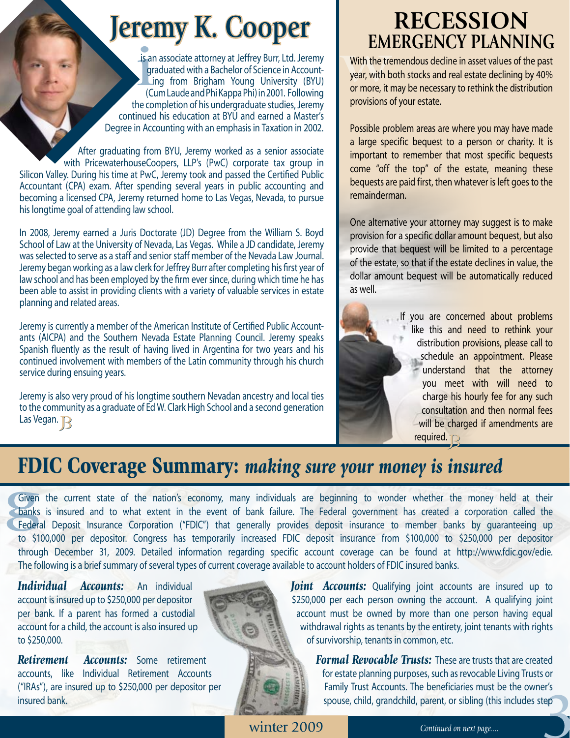# Jeremy K. Cooper

is an associate attorney at Jeffrey Burr, Ltd. Jeremy graduated with a Bachelor of Science in Accounting from Brigham Young University (BYU) (Cum Laude and Phi Kappa Phi) in 2001. Following the completion of his undergraduate studies, Jeremy continued his education at BYU and earned a Master's Degree in Accounting with an emphasis in Taxation in 2002.

After graduating from BYU, Jeremy worked as a senior associate with PricewaterhouseCoopers, LLP's (PwC) corporate tax group in Silicon Valley. During his time at PwC, Jeremy took and passed the Certified Public Accountant (CPA) exam. After spending several years in public accounting and becoming a licensed CPA, Jeremy returned home to Las Vegas, Nevada, to pursue his longtime goal of attending law school.

In 2008, Jeremy earned a Juris Doctorate (JD) Degree from the William S. Boyd School of Law at the University of Nevada, Las Vegas. While a JD candidate, Jeremy was selected to serve as a staff and senior staff member of the Nevada Law Journal. Jeremy began working as a law clerk for Jeffrey Burr after completing his first year of law school and has been employed by the firm ever since, during which time he has been able to assist in providing clients with a variety of valuable services in estate planning and related areas.

Jeremy is currently a member of the American Institute of Certified Public Accountants (AICPA) and the Southern Nevada Estate Planning Council. Jeremy speaks Spanish fluently as the result of having lived in Argentina for two years and his continued involvement with members of the Latin community through his church service during ensuing years.

Jeremy is also very proud of his longtime southern Nevadan ancestry and local ties to the community as a graduate of Ed W. Clark High School and a second generation Las Vegan.

# RECESSION EMERGENCY PLANNING

With the tremendous decline in asset values of the past year, with both stocks and real estate declining by 40% or more, it may be necessary to rethink the distribution provisions of your estate.

Possible problem areas are where you may have made a large specific bequest to a person or charity. It is important to remember that most specific bequests come "off the top" of the estate, meaning these bequests are paid first, then whatever is left goes to the remainderman.

One alternative your attorney may suggest is to make provision for a specific dollar amount bequest, but also provide that bequest will be limited to a percentage of the estate, so that if the estate declines in value, the dollar amount bequest will be automatically reduced as well.

If you are concerned about problems like this and need to rethink your distribution provisions, please call to schedule an appointment. Please understand that the attorney you meet with will need to charge his hourly fee for any such consultation and then normal fees will be charged if amendments are required.

# FDIC Coverage Summary: *making sure your money is insured*

Given the current state of the nation's economy, many individuals are beginning to wonder whether the money held at their banks is insured and to what extent in the event of bank failure. The Federal government has created a corporation called the Federal Deposit Insurance Corporation ("FDIC") that generally provides deposit insurance to member banks by guaranteeing up to $100,000 per depositor. Congress has temporarily increased FDIC deposit insurance from $100,000 to $250,000 per depositor through December 31, 2009. Detailed information regarding specific account coverage can be found at http://www.fdic.gov/edie. The following is a brief summary of several types of current coverage available to account holders of FDIC insured banks.

***Individual Accounts:*** An individual account is insured up to $250,000 per depositor per bank. If a parent has formed a custodial account for a child, the account is also insured up to $250,000.

***Retirement Accounts:*** Some retirement accounts, like Individual Retirement Accounts ("IRAs"), are insured up to $250,000 per depositor per insured bank.

***Joint Accounts:*** Qualifying joint accounts are insured up to $250,000 per each person owning the account. A qualifying joint account must be owned by more than one person having equal withdrawal rights as tenants by the entirety, joint tenants with rights of survivorship, tenants in common, etc.

***Formal Revocable Trusts:*** These are trusts that are created for estate planning purposes, such as revocable Living Trusts or Family Trust Accounts. The beneficiaries must be the owner's spouse, child, grandchild, parent, or sibling (this includes step

winter 2009

*Continued on next page....*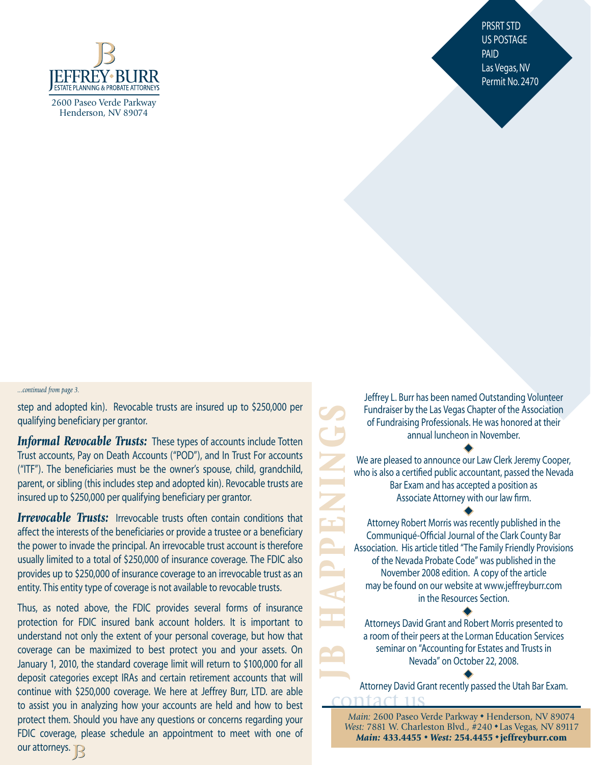JEFFREY·BURR
ESTATE PLANNING & PROBATE ATTORNEYS

2600 Paseo Verde Parkway
Henderson, NV 89074

PRSRT STD
US POSTAGE
PAID
Las Vegas, NV
Permit No. 2470

*...continued from page 3.*

step and adopted kin). Revocable trusts are insured up to $250,000 per qualifying beneficiary per grantor.

***Informal Revocable Trusts:*** These types of accounts include Totten Trust accounts, Pay on Death Accounts ("POD"), and In Trust For accounts ("ITF"). The beneficiaries must be the owner's spouse, child, grandchild, parent, or sibling (this includes step and adopted kin). Revocable trusts are insured up to $250,000 per qualifying beneficiary per grantor.

***Irrevocable Trusts:*** Irrevocable trusts often contain conditions that affect the interests of the beneficiaries or provide a trustee or a beneficiary the power to invade the principal. An irrevocable trust account is therefore usually limited to a total of $250,000 of insurance coverage. The FDIC also provides up to $250,000 of insurance coverage to an irrevocable trust as an entity. This entity type of coverage is not available to revocable trusts.

Thus, as noted above, the FDIC provides several forms of insurance protection for FDIC insured bank account holders. It is important to understand not only the extent of your personal coverage, but how that coverage can be maximized to best protect you and your assets. On January 1, 2010, the standard coverage limit will return to $100,000 for all deposit categories except IRAs and certain retirement accounts that will continue with $250,000 coverage. We here at Jeffrey Burr, LTD. are able to assist you in analyzing how your accounts are held and how to best protect them. Should you have any questions or concerns regarding your FDIC coverage, please schedule an appointment to meet with one of our attorneys.

## JB HAPPENINGS

Jeffrey L. Burr has been named Outstanding Volunteer Fundraiser by the Las Vegas Chapter of the Association of Fundraising Professionals. He was honored at their annual luncheon in November.

We are pleased to announce our Law Clerk Jeremy Cooper, who is also a certified public accountant, passed the Nevada Bar Exam and has accepted a position as Associate Attorney with our law firm.

Attorney Robert Morris was recently published in the Communiqué-Official Journal of the Clark County Bar Association. His article titled "The Family Friendly Provisions of the Nevada Probate Code" was published in the November 2008 edition. A copy of the article may be found on our website at www.jeffreyburr.com in the Resources Section.

Attorneys David Grant and Robert Morris presented to a room of their peers at the Lorman Education Services seminar on "Accounting for Estates and Trusts in Nevada" on October 22, 2008.

Attorney David Grant recently passed the Utah Bar Exam.

## contact us

*Main:* 2600 Paseo Verde Parkway • Henderson, NV 89074
*West:* 7881 W. Charleston Blvd., #240 • Las Vegas, NV 89117
***Main:* 433.4455 • *West:* 254.4455 • jeffreyburr.com**